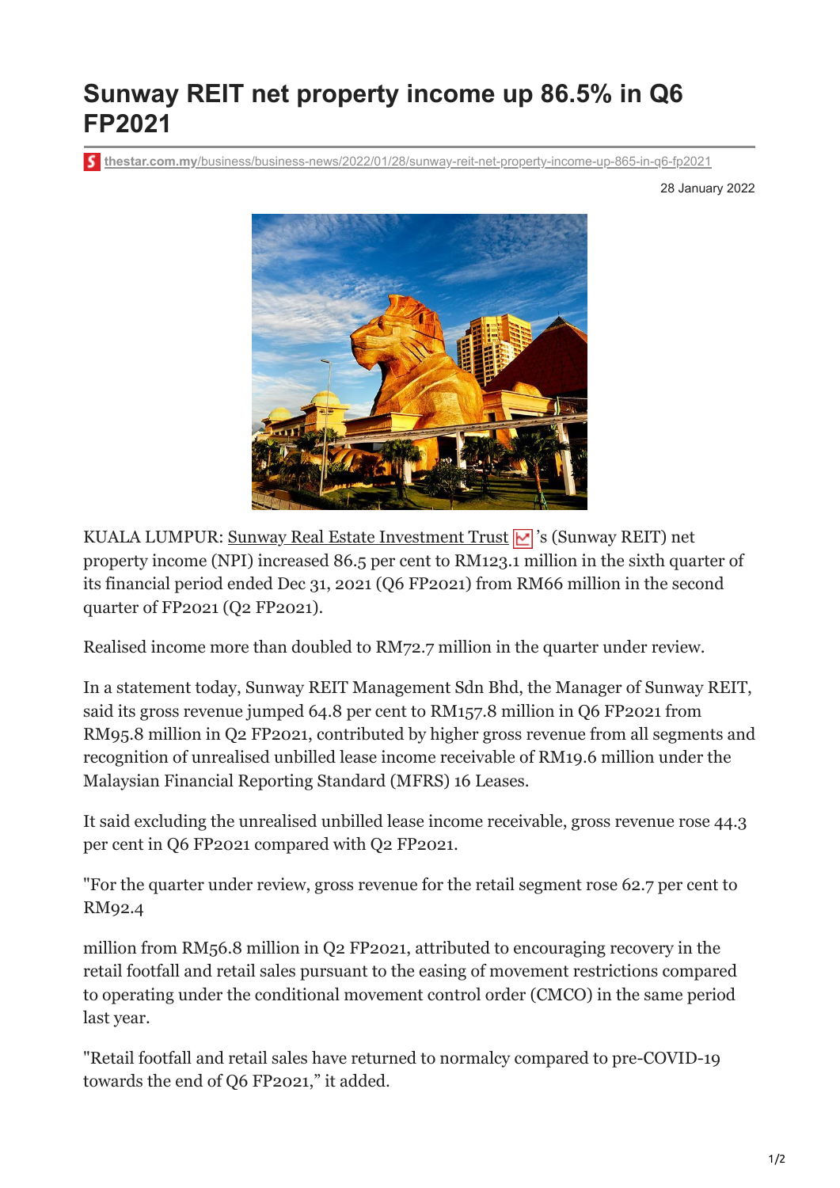# Sunway REIT net property income up 86.5% in Q6 FP2021

thestar.com.my/business/business-news/2022/01/28/sunway-reit-net-property-income-up-865-in-q6-fp2021

28 January 2022

KUALA LUMPUR: Sunway Real Estate Investment Trust's (Sunway REIT) net property income (NPI) increased 86.5 per cent to RM123.1 million in the sixth quarter of its financial period ended Dec 31, 2021 (Q6 FP2021) from RM66 million in the second quarter of FP2021 (Q2 FP2021).

Realised income more than doubled to RM72.7 million in the quarter under review.

In a statement today, Sunway REIT Management Sdn Bhd, the Manager of Sunway REIT, said its gross revenue jumped 64.8 per cent to RM157.8 million in Q6 FP2021 from RM95.8 million in Q2 FP2021, contributed by higher gross revenue from all segments and recognition of unrealised unbilled lease income receivable of RM19.6 million under the Malaysian Financial Reporting Standard (MFRS) 16 Leases.

It said excluding the unrealised unbilled lease income receivable, gross revenue rose 44.3 per cent in Q6 FP2021 compared with Q2 FP2021.

"For the quarter under review, gross revenue for the retail segment rose 62.7 per cent to RM92.4

million from RM56.8 million in Q2 FP2021, attributed to encouraging recovery in the retail footfall and retail sales pursuant to the easing of movement restrictions compared to operating under the conditional movement control order (CMCO) in the same period last year.

"Retail footfall and retail sales have returned to normalcy compared to pre-COVID-19 towards the end of Q6 FP2021," it added.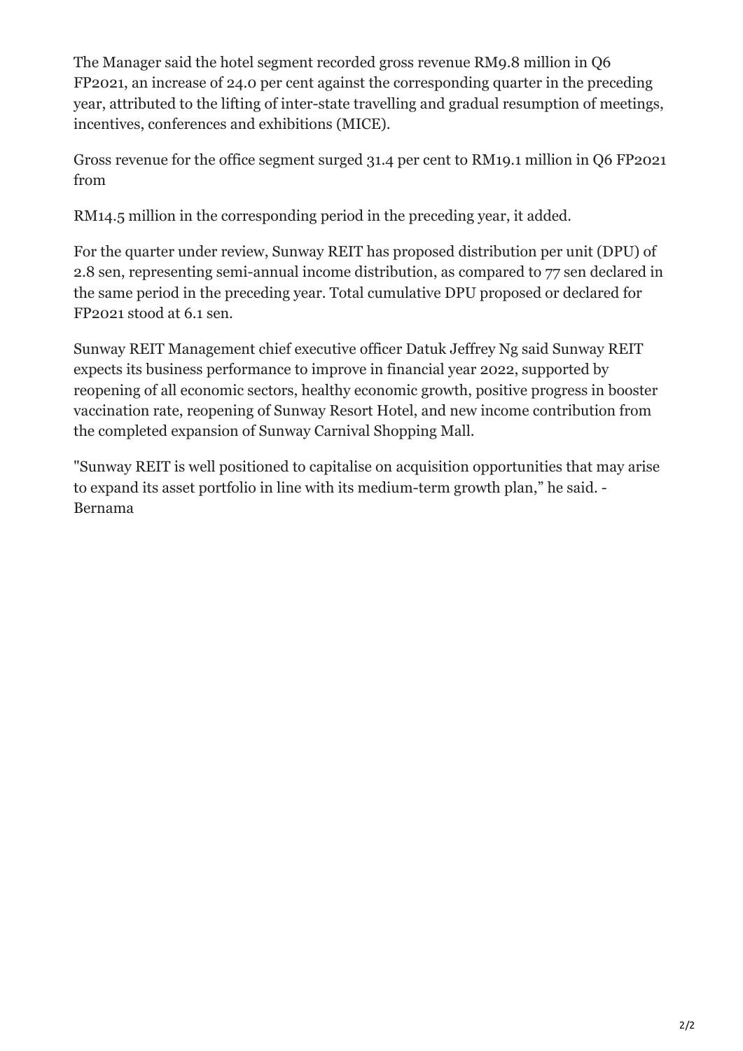The Manager said the hotel segment recorded gross revenue RM9.8 million in Q6 FP2021, an increase of 24.0 per cent against the corresponding quarter in the preceding year, attributed to the lifting of inter-state travelling and gradual resumption of meetings, incentives, conferences and exhibitions (MICE).

Gross revenue for the office segment surged 31.4 per cent to RM19.1 million in Q6 FP2021 from

RM14.5 million in the corresponding period in the preceding year, it added.

For the quarter under review, Sunway REIT has proposed distribution per unit (DPU) of 2.8 sen, representing semi-annual income distribution, as compared to 77 sen declared in the same period in the preceding year. Total cumulative DPU proposed or declared for FP2021 stood at 6.1 sen.

Sunway REIT Management chief executive officer Datuk Jeffrey Ng said Sunway REIT expects its business performance to improve in financial year 2022, supported by reopening of all economic sectors, healthy economic growth, positive progress in booster vaccination rate, reopening of Sunway Resort Hotel, and new income contribution from the completed expansion of Sunway Carnival Shopping Mall.

"Sunway REIT is well positioned to capitalise on acquisition opportunities that may arise to expand its asset portfolio in line with its medium-term growth plan," he said. - Bernama